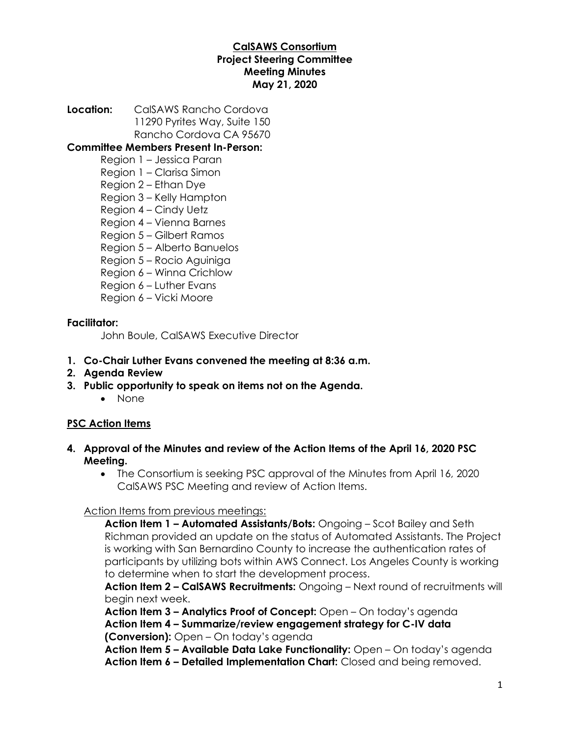**CalSAWS Consortium**
**Project Steering Committee**
**Meeting Minutes**
**May 21, 2020**

**Location:** CalSAWS Rancho Cordova
11290 Pyrites Way, Suite 150
Rancho Cordova CA 95670

**Committee Members Present In-Person:**

Region 1 – Jessica Paran
Region 1 – Clarisa Simon
Region 2 – Ethan Dye
Region 3 – Kelly Hampton
Region 4 – Cindy Uetz
Region 4 – Vienna Barnes
Region 5 – Gilbert Ramos
Region 5 – Alberto Banuelos
Region 5 – Rocio Aguiniga
Region 6 – Winna Crichlow
Region 6 – Luther Evans
Region 6 – Vicki Moore

**Facilitator:**

John Boule, CalSAWS Executive Director

1. **Co-Chair Luther Evans convened the meeting at 8:36 a.m.**
2. **Agenda Review**
3. **Public opportunity to speak on items not on the Agenda.**
   - None

## PSC Action Items

4. **Approval of the Minutes and review of the Action Items of the April 16, 2020 PSC Meeting.**
   - The Consortium is seeking PSC approval of the Minutes from April 16, 2020 CalSAWS PSC Meeting and review of Action Items.

Action Items from previous meetings:

**Action Item 1 – Automated Assistants/Bots:** Ongoing – Scot Bailey and Seth Richman provided an update on the status of Automated Assistants. The Project is working with San Bernardino County to increase the authentication rates of participants by utilizing bots within AWS Connect. Los Angeles County is working to determine when to start the development process.

**Action Item 2 – CalSAWS Recruitments:** Ongoing – Next round of recruitments will begin next week.

**Action Item 3 – Analytics Proof of Concept:** Open – On today's agenda

**Action Item 4 – Summarize/review engagement strategy for C-IV data (Conversion):** Open – On today's agenda

**Action Item 5 – Available Data Lake Functionality:** Open – On today's agenda

**Action Item 6 – Detailed Implementation Chart:** Closed and being removed.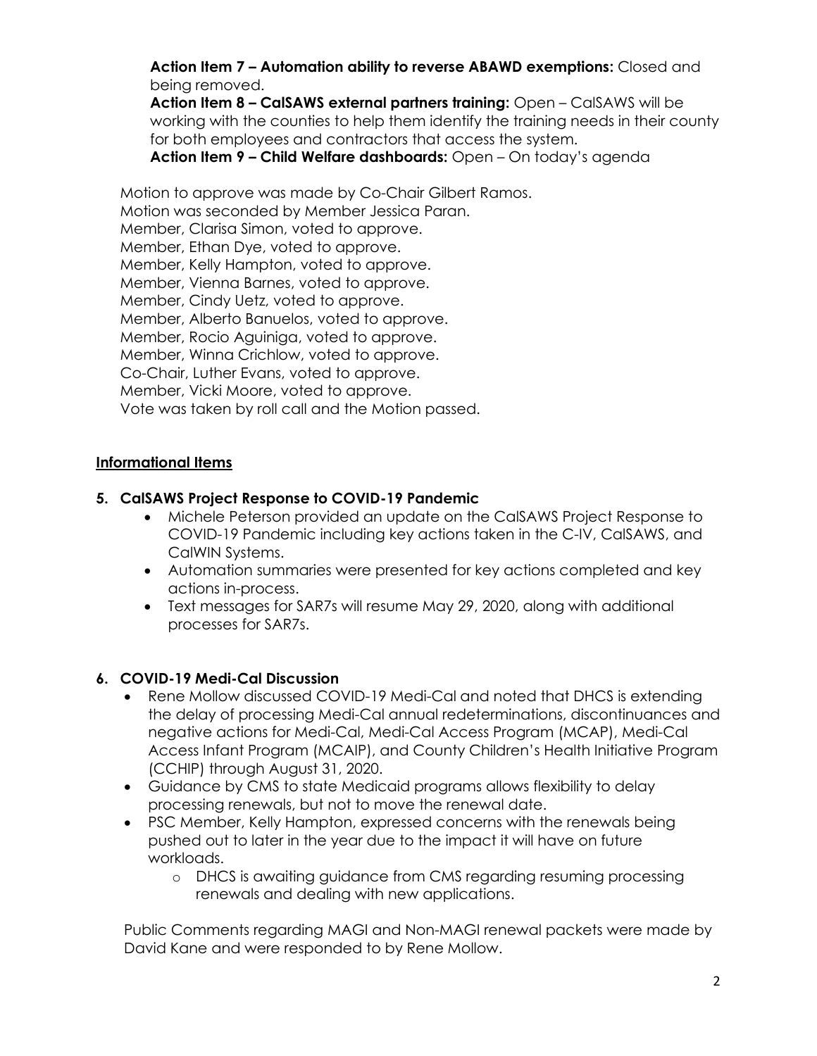**Action Item 7 – Automation ability to reverse ABAWD exemptions:** Closed and being removed.
**Action Item 8 – CalSAWS external partners training:** Open – CalSAWS will be working with the counties to help them identify the training needs in their county for both employees and contractors that access the system.
**Action Item 9 – Child Welfare dashboards:** Open – On today's agenda

Motion to approve was made by Co-Chair Gilbert Ramos.
Motion was seconded by Member Jessica Paran.
Member, Clarisa Simon, voted to approve.
Member, Ethan Dye, voted to approve.
Member, Kelly Hampton, voted to approve.
Member, Vienna Barnes, voted to approve.
Member, Cindy Uetz, voted to approve.
Member, Alberto Banuelos, voted to approve.
Member, Rocio Aguiniga, voted to approve.
Member, Winna Crichlow, voted to approve.
Co-Chair, Luther Evans, voted to approve.
Member, Vicki Moore, voted to approve.
Vote was taken by roll call and the Motion passed.

## Informational Items

### 5. CalSAWS Project Response to COVID-19 Pandemic

- Michele Peterson provided an update on the CalSAWS Project Response to COVID-19 Pandemic including key actions taken in the C-IV, CalSAWS, and CalWIN Systems.
- Automation summaries were presented for key actions completed and key actions in-process.
- Text messages for SAR7s will resume May 29, 2020, along with additional processes for SAR7s.

### 6. COVID-19 Medi-Cal Discussion

- Rene Mollow discussed COVID-19 Medi-Cal and noted that DHCS is extending the delay of processing Medi-Cal annual redeterminations, discontinuances and negative actions for Medi-Cal, Medi-Cal Access Program (MCAP), Medi-Cal Access Infant Program (MCAIP), and County Children's Health Initiative Program (CCHIP) through August 31, 2020.
- Guidance by CMS to state Medicaid programs allows flexibility to delay processing renewals, but not to move the renewal date.
- PSC Member, Kelly Hampton, expressed concerns with the renewals being pushed out to later in the year due to the impact it will have on future workloads.
  - DHCS is awaiting guidance from CMS regarding resuming processing renewals and dealing with new applications.

Public Comments regarding MAGI and Non-MAGI renewal packets were made by David Kane and were responded to by Rene Mollow.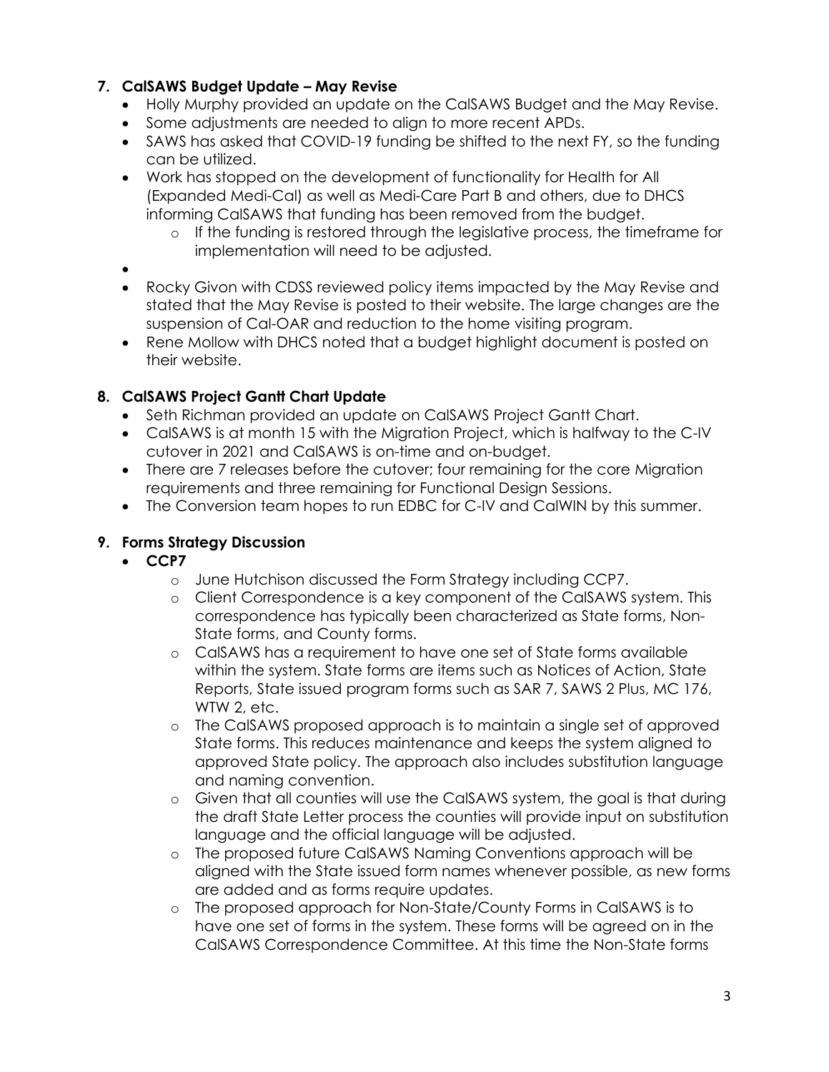**7. CalSAWS Budget Update – May Revise**

- Holly Murphy provided an update on the CalSAWS Budget and the May Revise.
- Some adjustments are needed to align to more recent APDs.
- SAWS has asked that COVID-19 funding be shifted to the next FY, so the funding can be utilized.
- Work has stopped on the development of functionality for Health for All (Expanded Medi-Cal) as well as Medi-Care Part B and others, due to DHCS informing CalSAWS that funding has been removed from the budget.
  - If the funding is restored through the legislative process, the timeframe for implementation will need to be adjusted.
- 
- Rocky Givon with CDSS reviewed policy items impacted by the May Revise and stated that the May Revise is posted to their website. The large changes are the suspension of Cal-OAR and reduction to the home visiting program.
- Rene Mollow with DHCS noted that a budget highlight document is posted on their website.

**8. CalSAWS Project Gantt Chart Update**

- Seth Richman provided an update on CalSAWS Project Gantt Chart.
- CalSAWS is at month 15 with the Migration Project, which is halfway to the C-IV cutover in 2021 and CalSAWS is on-time and on-budget.
- There are 7 releases before the cutover; four remaining for the core Migration requirements and three remaining for Functional Design Sessions.
- The Conversion team hopes to run EDBC for C-IV and CalWIN by this summer.

**9. Forms Strategy Discussion**

- **CCP7**
  - June Hutchison discussed the Form Strategy including CCP7.
  - Client Correspondence is a key component of the CalSAWS system. This correspondence has typically been characterized as State forms, Non-State forms, and County forms.
  - CalSAWS has a requirement to have one set of State forms available within the system. State forms are items such as Notices of Action, State Reports, State issued program forms such as SAR 7, SAWS 2 Plus, MC 176, WTW 2, etc.
  - The CalSAWS proposed approach is to maintain a single set of approved State forms. This reduces maintenance and keeps the system aligned to approved State policy. The approach also includes substitution language and naming convention.
  - Given that all counties will use the CalSAWS system, the goal is that during the draft State Letter process the counties will provide input on substitution language and the official language will be adjusted.
  - The proposed future CalSAWS Naming Conventions approach will be aligned with the State issued form names whenever possible, as new forms are added and as forms require updates.
  - The proposed approach for Non-State/County Forms in CalSAWS is to have one set of forms in the system. These forms will be agreed on in the CalSAWS Correspondence Committee. At this time the Non-State forms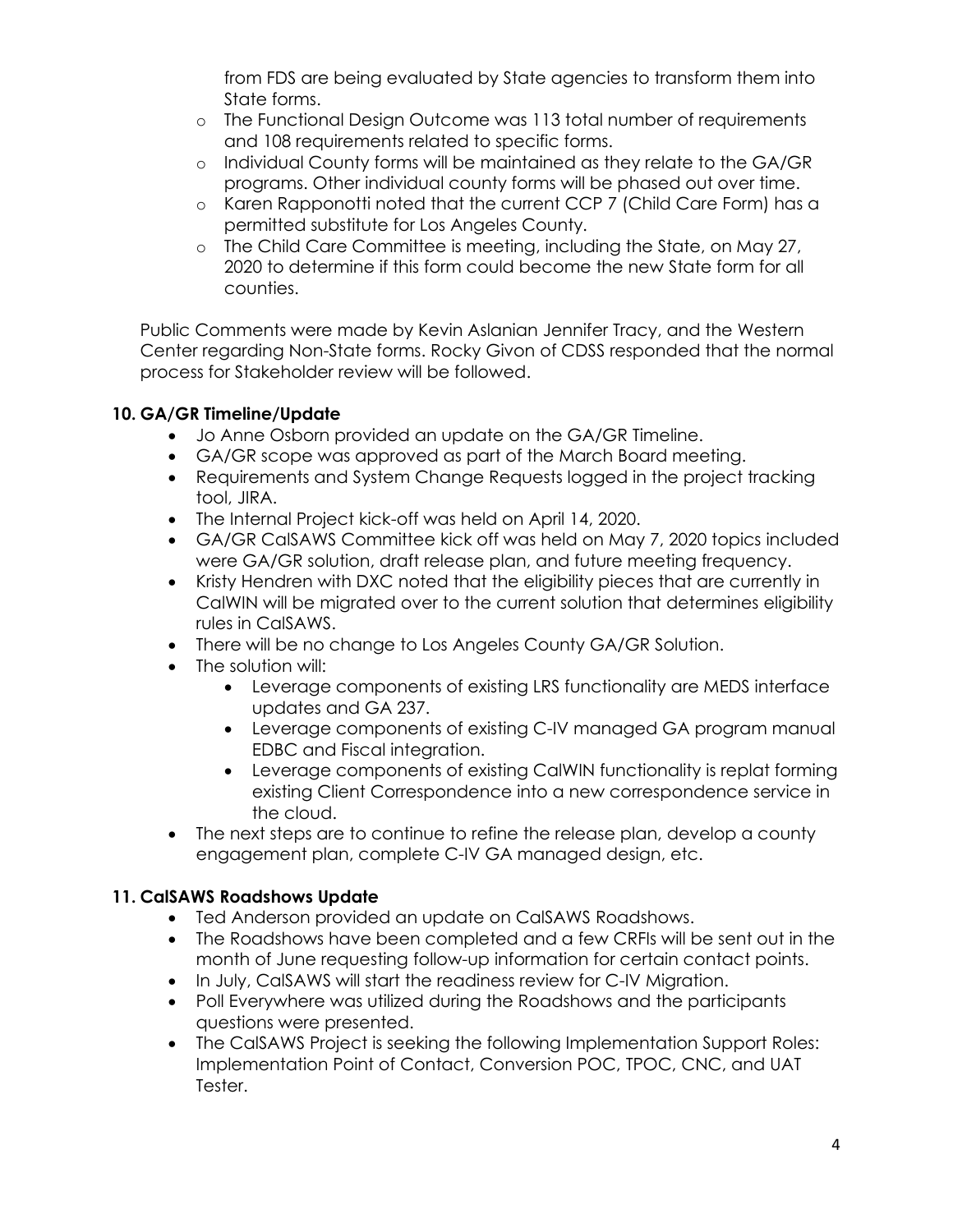from FDS are being evaluated by State agencies to transform them into State forms.
  - The Functional Design Outcome was 113 total number of requirements and 108 requirements related to specific forms.
  - Individual County forms will be maintained as they relate to the GA/GR programs. Other individual county forms will be phased out over time.
  - Karen Rapponotti noted that the current CCP 7 (Child Care Form) has a permitted substitute for Los Angeles County.
  - The Child Care Committee is meeting, including the State, on May 27, 2020 to determine if this form could become the new State form for all counties.

Public Comments were made by Kevin Aslanian Jennifer Tracy, and the Western Center regarding Non-State forms. Rocky Givon of CDSS responded that the normal process for Stakeholder review will be followed.

**10. GA/GR Timeline/Update**

- Jo Anne Osborn provided an update on the GA/GR Timeline.
- GA/GR scope was approved as part of the March Board meeting.
- Requirements and System Change Requests logged in the project tracking tool, JIRA.
- The Internal Project kick-off was held on April 14, 2020.
- GA/GR CalSAWS Committee kick off was held on May 7, 2020 topics included were GA/GR solution, draft release plan, and future meeting frequency.
- Kristy Hendren with DXC noted that the eligibility pieces that are currently in CalWIN will be migrated over to the current solution that determines eligibility rules in CalSAWS.
- There will be no change to Los Angeles County GA/GR Solution.
- The solution will:
  - Leverage components of existing LRS functionality are MEDS interface updates and GA 237.
  - Leverage components of existing C-IV managed GA program manual EDBC and Fiscal integration.
  - Leverage components of existing CalWIN functionality is replat forming existing Client Correspondence into a new correspondence service in the cloud.
- The next steps are to continue to refine the release plan, develop a county engagement plan, complete C-IV GA managed design, etc.

**11. CalSAWS Roadshows Update**

- Ted Anderson provided an update on CalSAWS Roadshows.
- The Roadshows have been completed and a few CRFIs will be sent out in the month of June requesting follow-up information for certain contact points.
- In July, CalSAWS will start the readiness review for C-IV Migration.
- Poll Everywhere was utilized during the Roadshows and the participants questions were presented.
- The CalSAWS Project is seeking the following Implementation Support Roles: Implementation Point of Contact, Conversion POC, TPOC, CNC, and UAT Tester.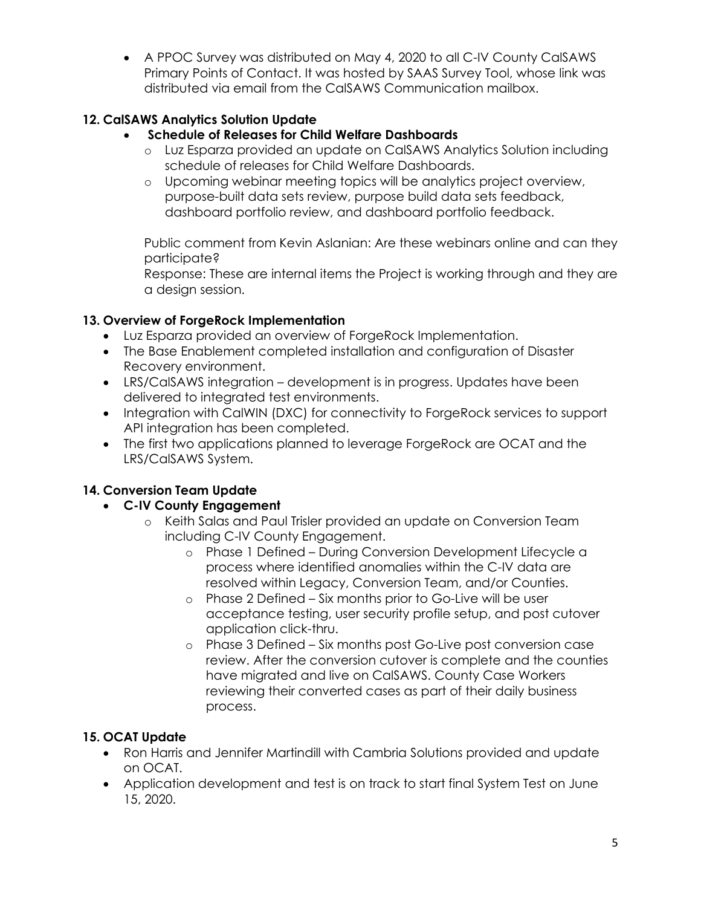- A PPOC Survey was distributed on May 4, 2020 to all C-IV County CalSAWS Primary Points of Contact. It was hosted by SAAS Survey Tool, whose link was distributed via email from the CalSAWS Communication mailbox.

**12. CalSAWS Analytics Solution Update**

- **Schedule of Releases for Child Welfare Dashboards**
  - Luz Esparza provided an update on CalSAWS Analytics Solution including schedule of releases for Child Welfare Dashboards.
  - Upcoming webinar meeting topics will be analytics project overview, purpose-built data sets review, purpose build data sets feedback, dashboard portfolio review, and dashboard portfolio feedback.

  Public comment from Kevin Aslanian: Are these webinars online and can they participate?
  Response: These are internal items the Project is working through and they are a design session.

**13. Overview of ForgeRock Implementation**

- Luz Esparza provided an overview of ForgeRock Implementation.
- The Base Enablement completed installation and configuration of Disaster Recovery environment.
- LRS/CalSAWS integration – development is in progress. Updates have been delivered to integrated test environments.
- Integration with CalWIN (DXC) for connectivity to ForgeRock services to support API integration has been completed.
- The first two applications planned to leverage ForgeRock are OCAT and the LRS/CalSAWS System.

**14. Conversion Team Update**

- **C-IV County Engagement**
  - Keith Salas and Paul Trisler provided an update on Conversion Team including C-IV County Engagement.
    - Phase 1 Defined – During Conversion Development Lifecycle a process where identified anomalies within the C-IV data are resolved within Legacy, Conversion Team, and/or Counties.
    - Phase 2 Defined – Six months prior to Go-Live will be user acceptance testing, user security profile setup, and post cutover application click-thru.
    - Phase 3 Defined – Six months post Go-Live post conversion case review. After the conversion cutover is complete and the counties have migrated and live on CalSAWS. County Case Workers reviewing their converted cases as part of their daily business process.

**15. OCAT Update**

- Ron Harris and Jennifer Martindill with Cambria Solutions provided and update on OCAT.
- Application development and test is on track to start final System Test on June 15, 2020.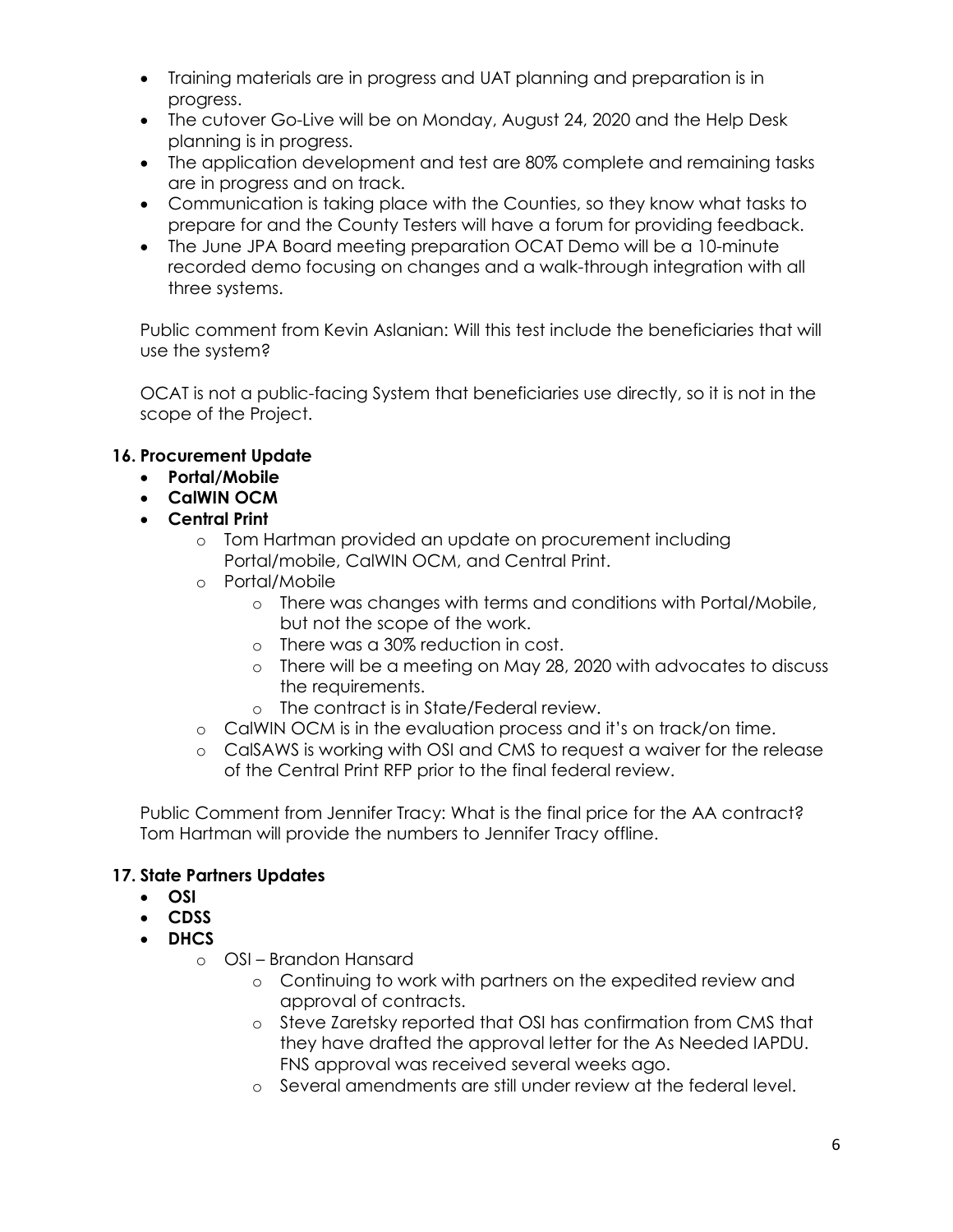- Training materials are in progress and UAT planning and preparation is in progress.
- The cutover Go-Live will be on Monday, August 24, 2020 and the Help Desk planning is in progress.
- The application development and test are 80% complete and remaining tasks are in progress and on track.
- Communication is taking place with the Counties, so they know what tasks to prepare for and the County Testers will have a forum for providing feedback.
- The June JPA Board meeting preparation OCAT Demo will be a 10-minute recorded demo focusing on changes and a walk-through integration with all three systems.

Public comment from Kevin Aslanian: Will this test include the beneficiaries that will use the system?

OCAT is not a public-facing System that beneficiaries use directly, so it is not in the scope of the Project.

**16. Procurement Update**

- **Portal/Mobile**
- **CalWIN OCM**
- **Central Print**
    - Tom Hartman provided an update on procurement including Portal/mobile, CalWIN OCM, and Central Print.
    - Portal/Mobile
        - There was changes with terms and conditions with Portal/Mobile, but not the scope of the work.
        - There was a 30% reduction in cost.
        - There will be a meeting on May 28, 2020 with advocates to discuss the requirements.
        - The contract is in State/Federal review.
    - CalWIN OCM is in the evaluation process and it's on track/on time.
    - CalSAWS is working with OSI and CMS to request a waiver for the release of the Central Print RFP prior to the final federal review.

Public Comment from Jennifer Tracy: What is the final price for the AA contract? Tom Hartman will provide the numbers to Jennifer Tracy offline.

**17. State Partners Updates**

- **OSI**
- **CDSS**
- **DHCS**
    - OSI – Brandon Hansard
        - Continuing to work with partners on the expedited review and approval of contracts.
        - Steve Zaretsky reported that OSI has confirmation from CMS that they have drafted the approval letter for the As Needed IAPDU. FNS approval was received several weeks ago.
        - Several amendments are still under review at the federal level.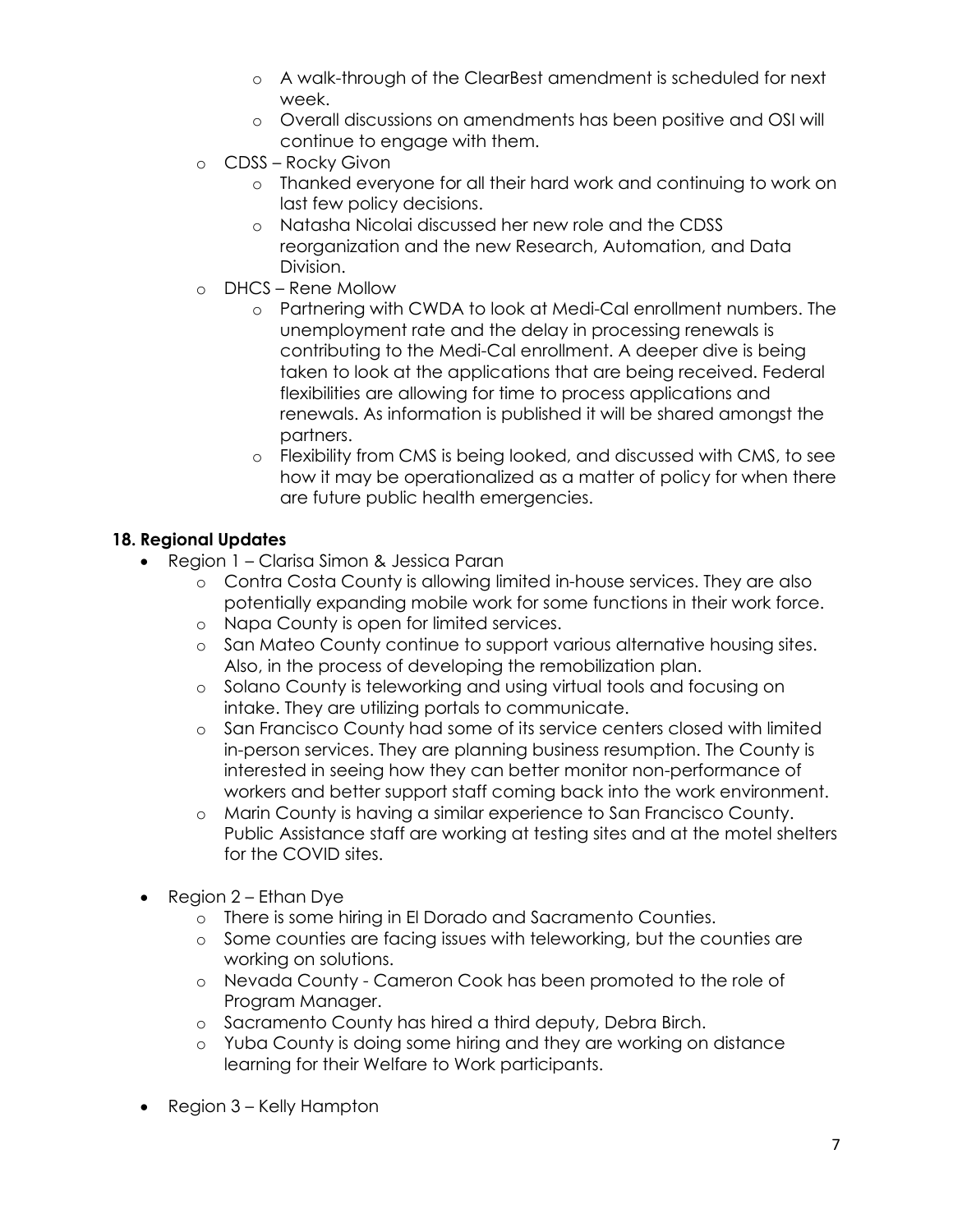- A walk-through of the ClearBest amendment is scheduled for next week.
- Overall discussions on amendments has been positive and OSI will continue to engage with them.

- CDSS – Rocky Givon
  - Thanked everyone for all their hard work and continuing to work on last few policy decisions.
  - Natasha Nicolai discussed her new role and the CDSS reorganization and the new Research, Automation, and Data Division.
- DHCS – Rene Mollow
  - Partnering with CWDA to look at Medi-Cal enrollment numbers. The unemployment rate and the delay in processing renewals is contributing to the Medi-Cal enrollment. A deeper dive is being taken to look at the applications that are being received. Federal flexibilities are allowing for time to process applications and renewals. As information is published it will be shared amongst the partners.
  - Flexibility from CMS is being looked, and discussed with CMS, to see how it may be operationalized as a matter of policy for when there are future public health emergencies.

**18. Regional Updates**

- Region 1 – Clarisa Simon & Jessica Paran
  - Contra Costa County is allowing limited in-house services. They are also potentially expanding mobile work for some functions in their work force.
  - Napa County is open for limited services.
  - San Mateo County continue to support various alternative housing sites. Also, in the process of developing the remobilization plan.
  - Solano County is teleworking and using virtual tools and focusing on intake. They are utilizing portals to communicate.
  - San Francisco County had some of its service centers closed with limited in-person services. They are planning business resumption. The County is interested in seeing how they can better monitor non-performance of workers and better support staff coming back into the work environment.
  - Marin County is having a similar experience to San Francisco County. Public Assistance staff are working at testing sites and at the motel shelters for the COVID sites.

- Region 2 – Ethan Dye
  - There is some hiring in El Dorado and Sacramento Counties.
  - Some counties are facing issues with teleworking, but the counties are working on solutions.
  - Nevada County - Cameron Cook has been promoted to the role of Program Manager.
  - Sacramento County has hired a third deputy, Debra Birch.
  - Yuba County is doing some hiring and they are working on distance learning for their Welfare to Work participants.

- Region 3 – Kelly Hampton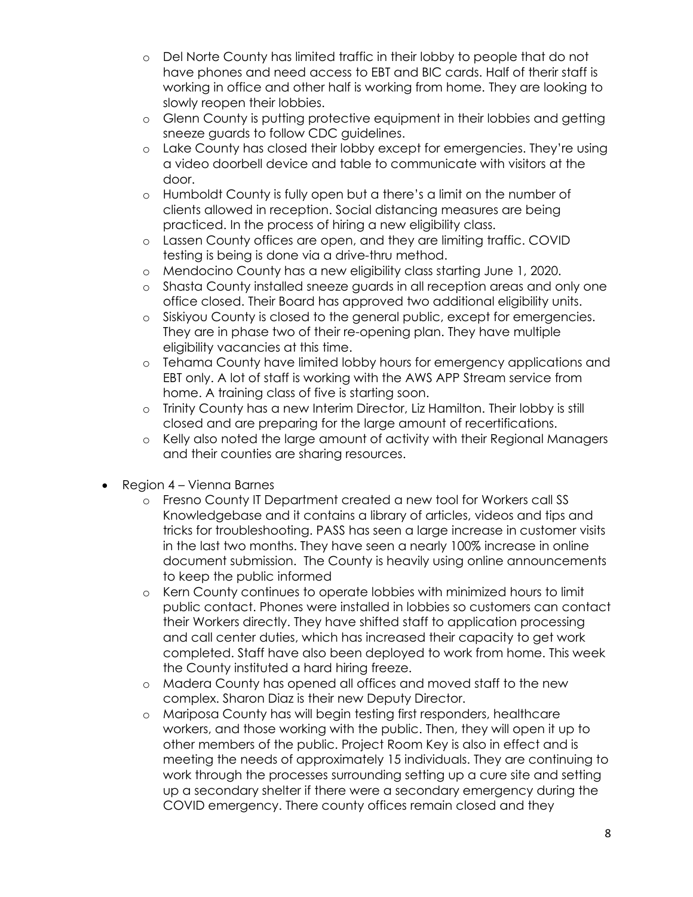- Del Norte County has limited traffic in their lobby to people that do not have phones and need access to EBT and BIC cards. Half of therir staff is working in office and other half is working from home. They are looking to slowly reopen their lobbies.
  - Glenn County is putting protective equipment in their lobbies and getting sneeze guards to follow CDC guidelines.
  - Lake County has closed their lobby except for emergencies. They're using a video doorbell device and table to communicate with visitors at the door.
  - Humboldt County is fully open but a there's a limit on the number of clients allowed in reception. Social distancing measures are being practiced. In the process of hiring a new eligibility class.
  - Lassen County offices are open, and they are limiting traffic. COVID testing is being is done via a drive-thru method.
  - Mendocino County has a new eligibility class starting June 1, 2020.
  - Shasta County installed sneeze guards in all reception areas and only one office closed. Their Board has approved two additional eligibility units.
  - Siskiyou County is closed to the general public, except for emergencies. They are in phase two of their re-opening plan. They have multiple eligibility vacancies at this time.
  - Tehama County have limited lobby hours for emergency applications and EBT only. A lot of staff is working with the AWS APP Stream service from home. A training class of five is starting soon.
  - Trinity County has a new Interim Director, Liz Hamilton. Their lobby is still closed and are preparing for the large amount of recertifications.
  - Kelly also noted the large amount of activity with their Regional Managers and their counties are sharing resources.

- Region 4 – Vienna Barnes
  - Fresno County IT Department created a new tool for Workers call SS Knowledgebase and it contains a library of articles, videos and tips and tricks for troubleshooting. PASS has seen a large increase in customer visits in the last two months. They have seen a nearly 100% increase in online document submission. The County is heavily using online announcements to keep the public informed
  - Kern County continues to operate lobbies with minimized hours to limit public contact. Phones were installed in lobbies so customers can contact their Workers directly. They have shifted staff to application processing and call center duties, which has increased their capacity to get work completed. Staff have also been deployed to work from home. This week the County instituted a hard hiring freeze.
  - Madera County has opened all offices and moved staff to the new complex. Sharon Diaz is their new Deputy Director.
  - Mariposa County has will begin testing first responders, healthcare workers, and those working with the public. Then, they will open it up to other members of the public. Project Room Key is also in effect and is meeting the needs of approximately 15 individuals. They are continuing to work through the processes surrounding setting up a cure site and setting up a secondary shelter if there were a secondary emergency during the COVID emergency. There county offices remain closed and they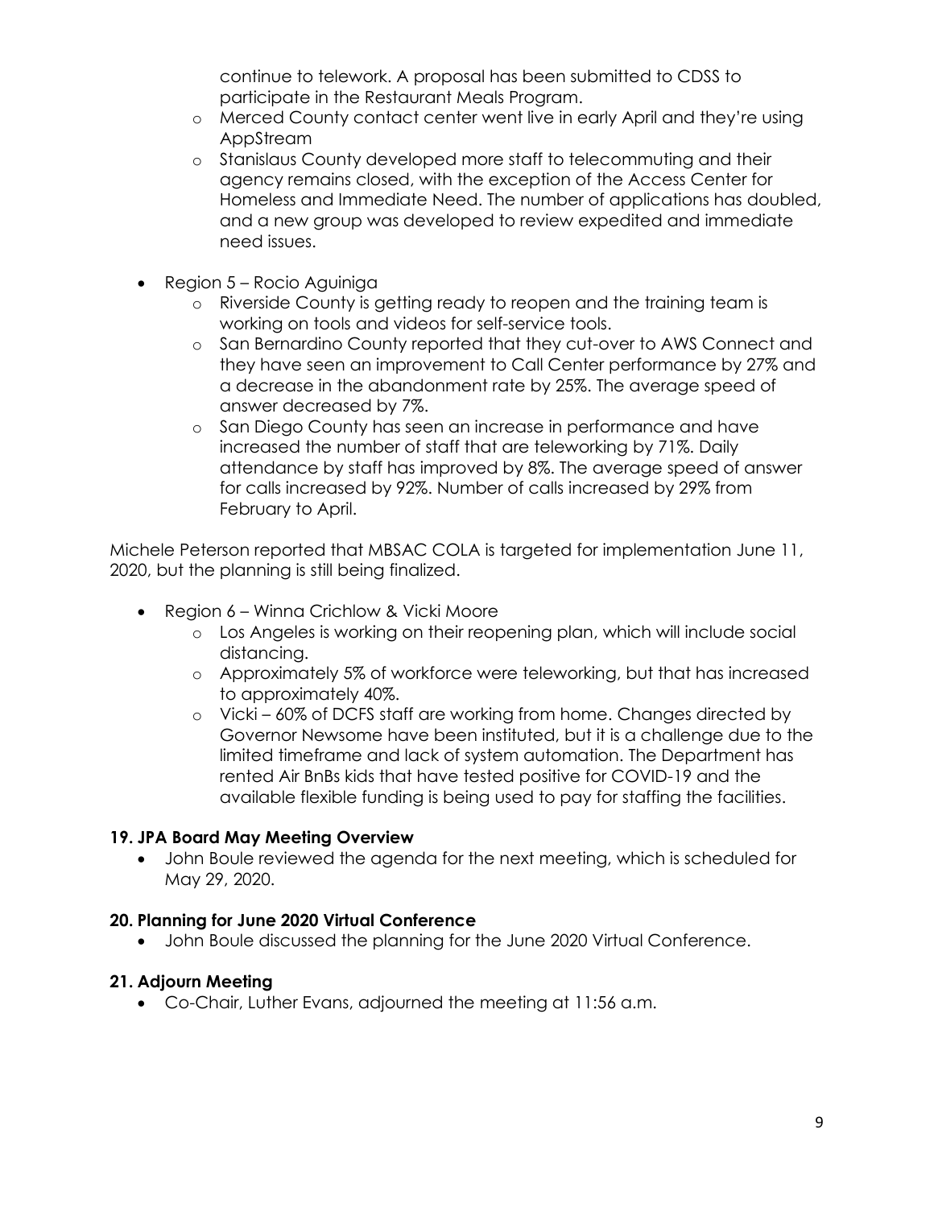continue to telework. A proposal has been submitted to CDSS to participate in the Restaurant Meals Program.

  - Merced County contact center went live in early April and they're using AppStream
  - Stanislaus County developed more staff to telecommuting and their agency remains closed, with the exception of the Access Center for Homeless and Immediate Need. The number of applications has doubled, and a new group was developed to review expedited and immediate need issues.

- Region 5 – Rocio Aguiniga
  - Riverside County is getting ready to reopen and the training team is working on tools and videos for self-service tools.
  - San Bernardino County reported that they cut-over to AWS Connect and they have seen an improvement to Call Center performance by 27% and a decrease in the abandonment rate by 25%. The average speed of answer decreased by 7%.
  - San Diego County has seen an increase in performance and have increased the number of staff that are teleworking by 71%. Daily attendance by staff has improved by 8%. The average speed of answer for calls increased by 92%. Number of calls increased by 29% from February to April.

Michele Peterson reported that MBSAC COLA is targeted for implementation June 11, 2020, but the planning is still being finalized.

- Region 6 – Winna Crichlow & Vicki Moore
  - Los Angeles is working on their reopening plan, which will include social distancing.
  - Approximately 5% of workforce were teleworking, but that has increased to approximately 40%.
  - Vicki – 60% of DCFS staff are working from home. Changes directed by Governor Newsome have been instituted, but it is a challenge due to the limited timeframe and lack of system automation. The Department has rented Air BnBs kids that have tested positive for COVID-19 and the available flexible funding is being used to pay for staffing the facilities.

**19. JPA Board May Meeting Overview**

- John Boule reviewed the agenda for the next meeting, which is scheduled for May 29, 2020.

**20. Planning for June 2020 Virtual Conference**

- John Boule discussed the planning for the June 2020 Virtual Conference.

**21. Adjourn Meeting**

- Co-Chair, Luther Evans, adjourned the meeting at 11:56 a.m.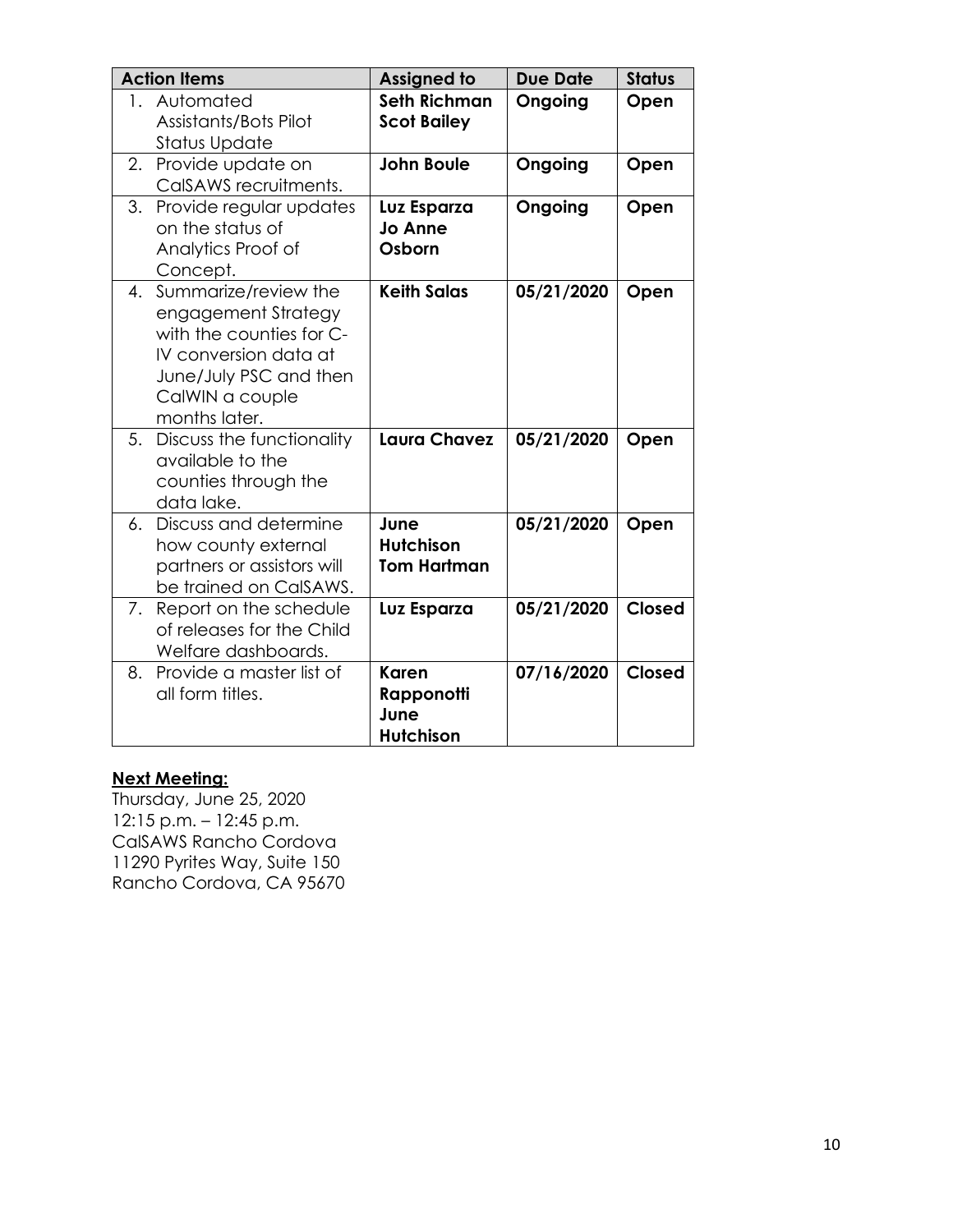| Action Items | Assigned to | Due Date | Status |
|---|---|---|---|
| 1. Automated Assistants/Bots Pilot Status Update | **Seth Richman Scot Bailey** | **Ongoing** | **Open** |
| 2. Provide update on CalSAWS recruitments. | **John Boule** | **Ongoing** | **Open** |
| 3. Provide regular updates on the status of Analytics Proof of Concept. | **Luz Esparza Jo Anne Osborn** | **Ongoing** | **Open** |
| 4. Summarize/review the engagement Strategy with the counties for C-IV conversion data at June/July PSC and then CalWIN a couple months later. | **Keith Salas** | **05/21/2020** | **Open** |
| 5. Discuss the functionality available to the counties through the data lake. | **Laura Chavez** | **05/21/2020** | **Open** |
| 6. Discuss and determine how county external partners or assistors will be trained on CalSAWS. | **June Hutchison Tom Hartman** | **05/21/2020** | **Open** |
| 7. Report on the schedule of releases for the Child Welfare dashboards. | **Luz Esparza** | **05/21/2020** | **Closed** |
| 8. Provide a master list of all form titles. | **Karen Rapponotti June Hutchison** | **07/16/2020** | **Closed** |

**Next Meeting:**

Thursday, June 25, 2020
12:15 p.m. – 12:45 p.m.
CalSAWS Rancho Cordova
11290 Pyrites Way, Suite 150
Rancho Cordova, CA 95670